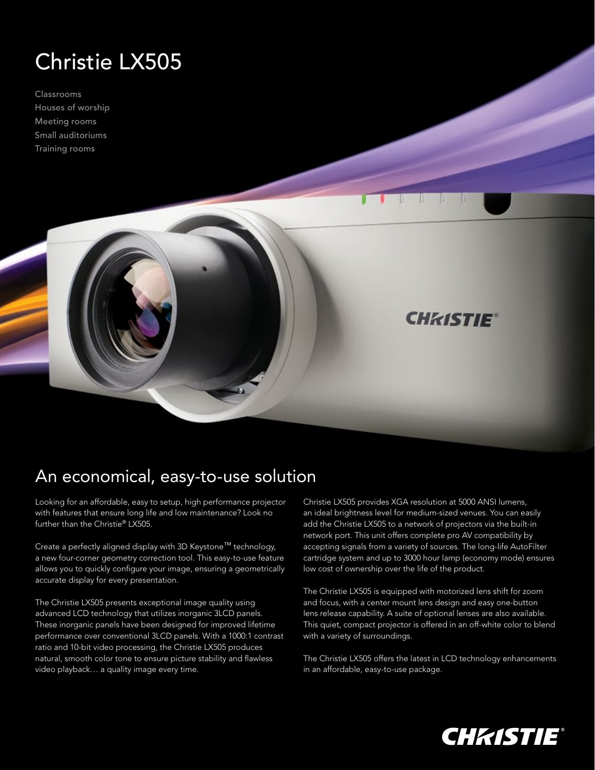# Christie LX505

Classrooms
Houses of worship
Meeting rooms
Small auditoriums
Training rooms

## An economical, easy-to-use solution

Looking for an affordable, easy to setup, high performance projector with features that ensure long life and low maintenance? Look no further than the Christie® LX505.

Create a perfectly aligned display with 3D Keystone™ technology, a new four-corner geometry correction tool. This easy-to-use feature allows you to quickly configure your image, ensuring a geometrically accurate display for every presentation.

The Christie LX505 presents exceptional image quality using advanced LCD technology that utilizes inorganic 3LCD panels. These inorganic panels have been designed for improved lifetime performance over conventional 3LCD panels. With a 1000:1 contrast ratio and 10-bit video processing, the Christie LX505 produces natural, smooth color tone to ensure picture stability and flawless video playback… a quality image every time.

Christie LX505 provides XGA resolution at 5000 ANSI lumens, an ideal brightness level for medium-sized venues. You can easily add the Christie LX505 to a network of projectors via the built-in network port. This unit offers complete pro AV compatibility by accepting signals from a variety of sources. The long-life AutoFilter cartridge system and up to 3000 hour lamp (economy mode) ensures low cost of ownership over the life of the product.

The Christie LX505 is equipped with motorized lens shift for zoom and focus, with a center mount lens design and easy one-button lens release capability. A suite of optional lenses are also available. This quiet, compact projector is offered in an off-white color to blend with a variety of surroundings.

The Christie LX505 offers the latest in LCD technology enhancements in an affordable, easy-to-use package.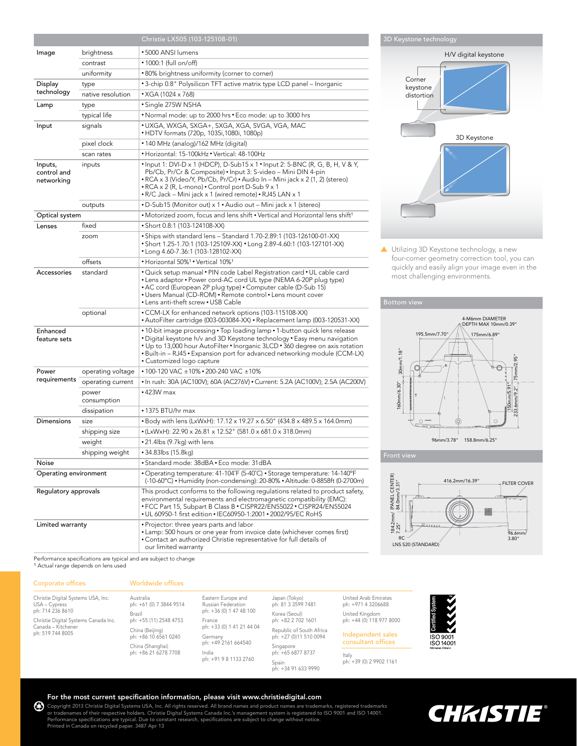| Christie LX505 (103-125108-01) | | |
|---|---|---|
| Image | brightness | • 5000 ANSI lumens |
| | contrast | • 1000:1 (full on/off) |
| | uniformity | • 80% brightness uniformity (corner to corner) |
| Display technology | type | • 3-chip 0.8" Polysilicon TFT active matrix type LCD panel – Inorganic |
| | native resolution | • XGA (1024 x 768) |
| Lamp | type | • Single 275W NSHA |
| | typical life | • Normal mode: up to 2000 hrs • Eco mode: up to 3000 hrs |
| Input | signals | • UXGA, WXGA, SXGA+, SXGA, XGA, SVGA, VGA, MAC • HDTV formats (720p, 1035i,1080i, 1080p) |
| | pixel clock | • 140 MHz (analog)/162 MHz (digital) |
| | scan rates | • Horizontal: 15-100kHz • Vertical: 48-100Hz |
| Inputs, control and networking | inputs | • Input 1: DVI-D x 1 (HDCP), D-Sub15 x 1 • Input 2: 5-BNC (R, G, B, H, V & Y, Pb/Cb, Pr/Cr & Composite) • Input 3: S-video – Mini DIN 4-pin • RCA x 3 (Video/Y, Pb/Cb, Pr/Cr) • Audio In – Mini jack x 2 (1, 2) (stereo) • RCA x 2 (R, L-mono) • Control port D-Sub 9 x 1 • R/C Jack – Mini jack x 1 (wired remote) • RJ45 LAN x 1 |
| | outputs | • D-Sub15 (Monitor out) x 1 • Audio out – Mini jack x 1 (stereo) |
| Optical system | | • Motorized zoom, focus and lens shift • Vertical and Horizontal lens shift[1] |
| Lenses | fixed | • Short 0.8:1 (103-124108-XX) |
| | zoom | • Ships with standard lens – Standard 1.70-2.89:1 (103-126100-01-XX) • Short 1.25-1.70:1 (103-125109-XX) • Long 2.89-4.60:1 (103-127101-XX) • Long 4.60-7.36:1 (103-128102-XX) |
| | offsets | • Horizontal 50%[1] • Vertical 10%[1] |
| Accessories | standard | • Quick setup manual • PIN code Label Registration card • UL cable card • Lens adaptor • Power cord-AC cord UL type (NEMA 6-20P plug type) • AC cord (European 2P plug type) • Computer cable (D-Sub 15) • Users Manual (CD-ROM) • Remote control • Lens mount cover • Lens anti-theft screw • USB Cable |
| | optional | • CCM-LX for enhanced network options (103-115108-XX) • AutoFilter cartridge (003-003084-XX) • Replacement lamp (003-120531-XX) |
| Enhanced feature sets | | • 10-bit image processing • Top loading lamp • 1-button quick lens release • Digital keystone h/v and 3D Keystone technology • Easy menu navigation • Up to 13,000 hour AutoFilter • Inorganic 3LCD • 360 degree on axis rotation • Built-in – RJ45 • Expansion port for advanced networking module (CCM-LX) • Customized logo capture |
| Power requirements | operating voltage | • 100-120 VAC ±10% • 200-240 VAC ±10% |
| | operating current | • In rush: 30A (AC100V); 60A (AC276V) • Current: 5.2A (AC100V); 2.5A (AC200V) |
| | power consumption | • 423W max |
| | dissipation | • 1375 BTU/hr max |
| Dimensions | size | • Body with lens (LxWxH): 17.12 x 19.27 x 6.50" (434.8 x 489.5 x 164.0mm) |
| | shipping size | • (LxWxH): 22.90 x 26.81 x 12.52" (581.0 x 681.0 x 318.0mm) |
| | weight | • 21.4lbs (9.7kg) with lens |
| | shipping weight | • 34.83lbs (15.8kg) |
| Noise | | • Standard mode: 38dBA • Eco mode: 31dBA |
| Operating environment | | • Operating temperature: 41-104°F (5-40°C) • Storage temperature: 14-140°F (-10-60°C) • Humidity (non-condensing): 20-80% • Altitude: 0-8858ft (0-2700m) |
| Regulatory approvals | | This product conforms to the following regulations related to product safety, environmental requirements and electromagnetic compatibility (EMC): • FCC Part 15, Subpart B Class B • CISPR22/EN55022 • CISPR24/EN55024 • UL 60950-1 first edition • IEC60950-1:2001 • 2002/95/EC RoHS |
| Limited warranty | | • Projector: three years parts and labor • Lamp: 500 hours or one year from invoice date (whichever comes first) • Contact an authorized Christie representative for full details of our limited warranty |

Performance specifications are typical and are subject to change
[1] Actual range depends on lens used

## 3D Keystone technology

H/V digital keystone

Corner keystone distortion

3D Keystone

Utilizing 3D Keystone technology, a new four-corner geometry correction tool, you can quickly and easily align your image even in the most challenging environments.

## Bottom view

4-M6mm DIAMETER DEPTH MAX 10mm/0.39"
195.5mm/7.70"
175mm/6.89"
30mm/1.18"
75mm/2.95"
160mm/6.30"
150mm/5.91"
233.6mm/9.2"
96mm/3.78"
158.8mm/6.25"

## Front view

416.2mm/16.39"
FILTER COVER
84.0mm/3.31" (PANEL CENTER)
184.2mm/ 7.25"
96.6mm/ 3.80"
RC
LNS S20 (STANDARD)

## Corporate offices

Christie Digital Systems USA, Inc.
USA – Cypress
ph: 714 236 8610

Christie Digital Systems Canada Inc.
Canada – Kitchener
ph: 519 744 8005

## Worldwide offices

Australia
ph: +61 (0) 7 3844 9514

Brazil
ph: +55 (11) 2548 4753

China (Beijing)
ph: +86 10 6561 0240

China (Shanghai)
ph: +86 21 6278 7708

Eastern Europe and Russian Federation
ph: +36 (0) 1 47 48 100

France
ph: +33 (0) 1 41 21 44 04

Germany
ph: +49 2161 664540

India
ph: +91 9 8 1133 2760

Japan (Tokyo)
ph: 81 3 3599 7481

Korea (Seoul)
ph: +82 2 702 1601

Republic of South Africa
ph: +27 (0)11 510 0094

Singapore
ph: +65 6877 8737

Spain
ph: +34 91 633 9990

United Arab Emirates
ph: +971 4 3206688

United Kingdom
ph: +44 (0) 118 977 8000

## Independent sales consultant offices

Italy
ph: +39 (0) 2 9902 1161

Certified System
ISO 9001
ISO 14001
Kitchener, Ontario

**For the most current specification information, please visit www.christiedigital.com**

Copyright 2013 Christie Digital Systems USA, Inc. All rights reserved. All brand names and product names are trademarks, registered trademarks or tradenames of their respective holders. Christie Digital Systems Canada Inc.'s management system is registered to ISO 9001 and ISO 14001. Performance specifications are typical. Due to constant research, specifications are subject to change without notice.
Printed in Canada on recycled paper. 3487 Apr 13

CHRISTIE®